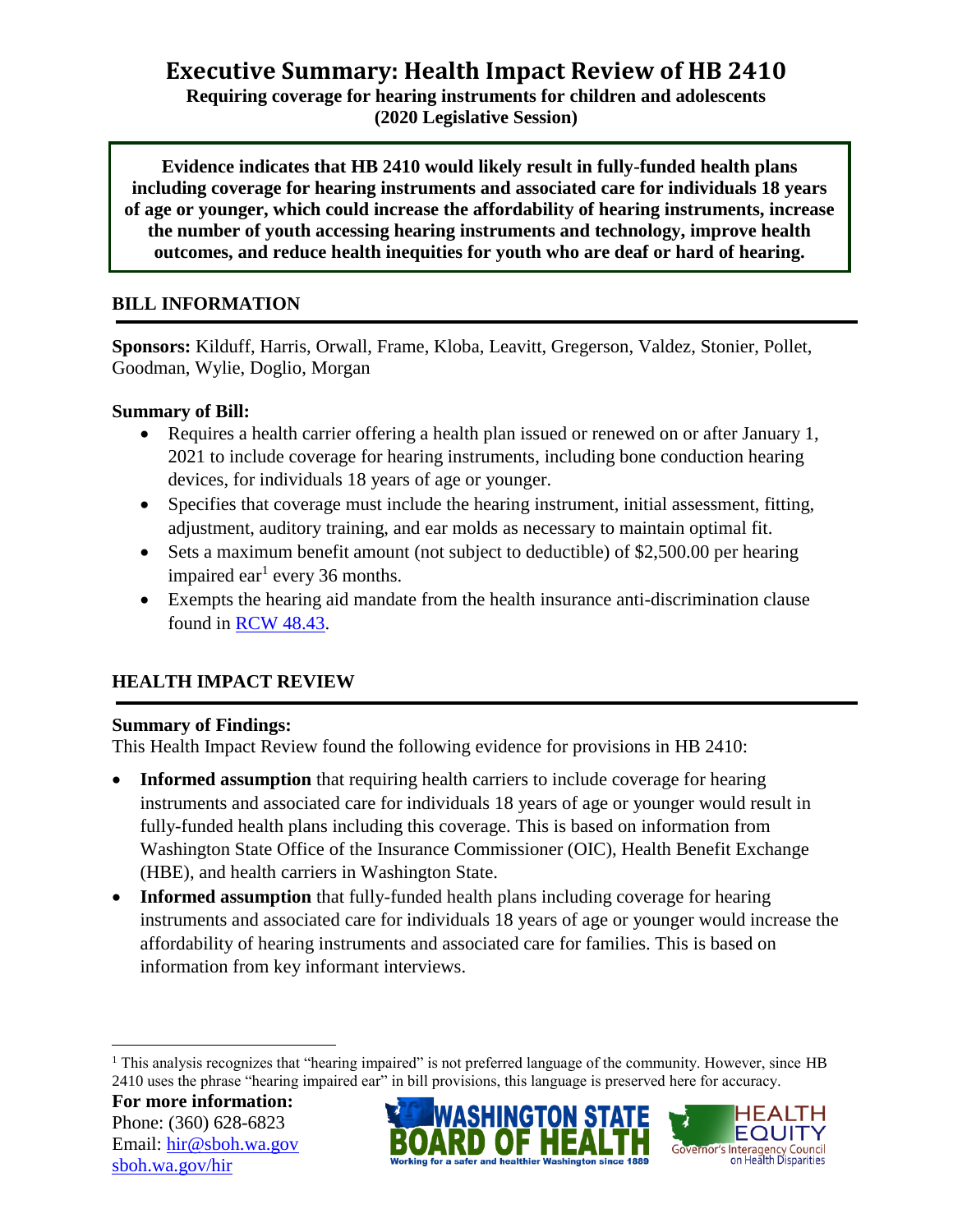# Executive Summary: Health Impact Review of HB 2410

**Requiring coverage for hearing instruments for children and adolescents (2020 Legislative Session)**

**Evidence indicates that HB 2410 would likely result in fully-funded health plans including coverage for hearing instruments and associated care for individuals 18 years of age or younger, which could increase the affordability of hearing instruments, increase the number of youth accessing hearing instruments and technology, improve health outcomes, and reduce health inequities for youth who are deaf or hard of hearing.**

## BILL INFORMATION

**Sponsors:** Kilduff, Harris, Orwall, Frame, Kloba, Leavitt, Gregerson, Valdez, Stonier, Pollet, Goodman, Wylie, Doglio, Morgan

**Summary of Bill:**

- Requires a health carrier offering a health plan issued or renewed on or after January 1, 2021 to include coverage for hearing instruments, including bone conduction hearing devices, for individuals 18 years of age or younger.
- Specifies that coverage must include the hearing instrument, initial assessment, fitting, adjustment, auditory training, and ear molds as necessary to maintain optimal fit.
- Sets a maximum benefit amount (not subject to deductible) of $2,500.00 per hearing impaired ear[1] every 36 months.
- Exempts the hearing aid mandate from the health insurance anti-discrimination clause found in RCW 48.43.

## HEALTH IMPACT REVIEW

**Summary of Findings:**

This Health Impact Review found the following evidence for provisions in HB 2410:

- **Informed assumption** that requiring health carriers to include coverage for hearing instruments and associated care for individuals 18 years of age or younger would result in fully-funded health plans including this coverage. This is based on information from Washington State Office of the Insurance Commissioner (OIC), Health Benefit Exchange (HBE), and health carriers in Washington State.
- **Informed assumption** that fully-funded health plans including coverage for hearing instruments and associated care for individuals 18 years of age or younger would increase the affordability of hearing instruments and associated care for families. This is based on information from key informant interviews.

[1] This analysis recognizes that "hearing impaired" is not preferred language of the community. However, since HB 2410 uses the phrase "hearing impaired ear" in bill provisions, this language is preserved here for accuracy.

**For more information:**
Phone: (360) 628-6823
Email: hir@sboh.wa.gov
sboh.wa.gov/hir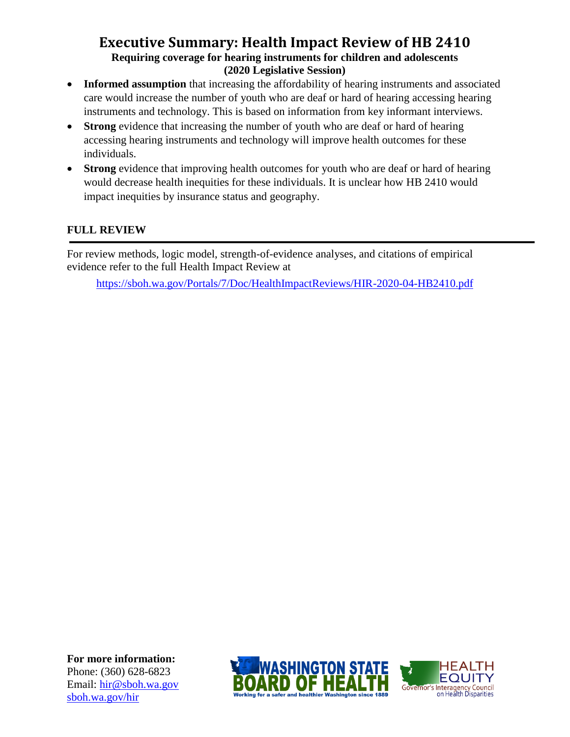# Executive Summary: Health Impact Review of HB 2410

**Requiring coverage for hearing instruments for children and adolescents (2020 Legislative Session)**

- **Informed assumption** that increasing the affordability of hearing instruments and associated care would increase the number of youth who are deaf or hard of hearing accessing hearing instruments and technology. This is based on information from key informant interviews.
- **Strong** evidence that increasing the number of youth who are deaf or hard of hearing accessing hearing instruments and technology will improve health outcomes for these individuals.
- **Strong** evidence that improving health outcomes for youth who are deaf or hard of hearing would decrease health inequities for these individuals. It is unclear how HB 2410 would impact inequities by insurance status and geography.

## FULL REVIEW

For review methods, logic model, strength-of-evidence analyses, and citations of empirical evidence refer to the full Health Impact Review at

https://sboh.wa.gov/Portals/7/Doc/HealthImpactReviews/HIR-2020-04-HB2410.pdf

**For more information:**
Phone: (360) 628-6823
Email: hir@sboh.wa.gov
sboh.wa.gov/hir

WASHINGTON STATE BOARD OF HEALTH
Working for a safer and healthier Washington since 1889

HEALTH EQUITY
Governor's Interagency Council on Health Disparities